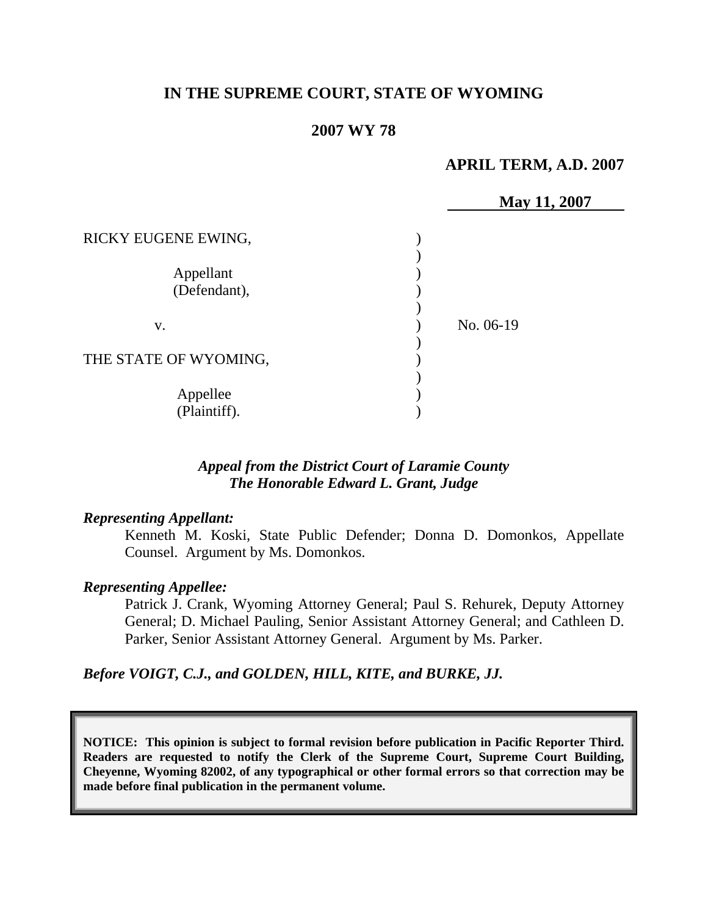**IN THE SUPREME COURT, STATE OF WYOMING**

**2007 WY 78**

**APRIL TERM, A.D. 2007**

**May 11, 2007**

RICKY EUGENE EWING,

Appellant
(Defendant),

v.

THE STATE OF WYOMING,

Appellee
(Plaintiff).

No. 06-19

***Appeal from the District Court of Laramie County***
***The Honorable Edward L. Grant, Judge***

***Representing Appellant:***

Kenneth M. Koski, State Public Defender; Donna D. Domonkos, Appellate Counsel. Argument by Ms. Domonkos.

***Representing Appellee:***

Patrick J. Crank, Wyoming Attorney General; Paul S. Rehurek, Deputy Attorney General; D. Michael Pauling, Senior Assistant Attorney General; and Cathleen D. Parker, Senior Assistant Attorney General. Argument by Ms. Parker.

***Before VOIGT, C.J., and GOLDEN, HILL, KITE, and BURKE, JJ.***

**NOTICE: This opinion is subject to formal revision before publication in Pacific Reporter Third. Readers are requested to notify the Clerk of the Supreme Court, Supreme Court Building, Cheyenne, Wyoming 82002, of any typographical or other formal errors so that correction may be made before final publication in the permanent volume.**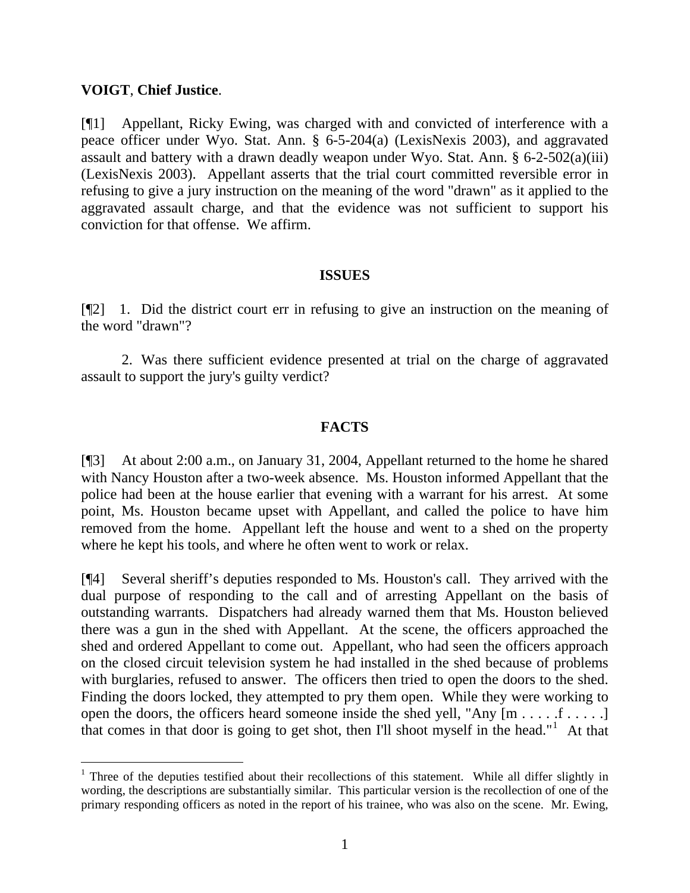**VOIGT**, **Chief Justice**.

[¶1] Appellant, Ricky Ewing, was charged with and convicted of interference with a peace officer under Wyo. Stat. Ann. § 6-5-204(a) (LexisNexis 2003), and aggravated assault and battery with a drawn deadly weapon under Wyo. Stat. Ann. § 6-2-502(a)(iii) (LexisNexis 2003). Appellant asserts that the trial court committed reversible error in refusing to give a jury instruction on the meaning of the word "drawn" as it applied to the aggravated assault charge, and that the evidence was not sufficient to support his conviction for that offense. We affirm.

## ISSUES

[¶2] 1. Did the district court err in refusing to give an instruction on the meaning of the word "drawn"?

2. Was there sufficient evidence presented at trial on the charge of aggravated assault to support the jury's guilty verdict?

## FACTS

[¶3] At about 2:00 a.m., on January 31, 2004, Appellant returned to the home he shared with Nancy Houston after a two-week absence. Ms. Houston informed Appellant that the police had been at the house earlier that evening with a warrant for his arrest. At some point, Ms. Houston became upset with Appellant, and called the police to have him removed from the home. Appellant left the house and went to a shed on the property where he kept his tools, and where he often went to work or relax.

[¶4] Several sheriff's deputies responded to Ms. Houston's call. They arrived with the dual purpose of responding to the call and of arresting Appellant on the basis of outstanding warrants. Dispatchers had already warned them that Ms. Houston believed there was a gun in the shed with Appellant. At the scene, the officers approached the shed and ordered Appellant to come out. Appellant, who had seen the officers approach on the closed circuit television system he had installed in the shed because of problems with burglaries, refused to answer. The officers then tried to open the doors to the shed. Finding the doors locked, they attempted to pry them open. While they were working to open the doors, the officers heard someone inside the shed yell, "Any [m . . . . .f . . . . .] that comes in that door is going to get shot, then I'll shoot myself in the head."[1] At that

[1] Three of the deputies testified about their recollections of this statement. While all differ slightly in wording, the descriptions are substantially similar. This particular version is the recollection of one of the primary responding officers as noted in the report of his trainee, who was also on the scene. Mr. Ewing,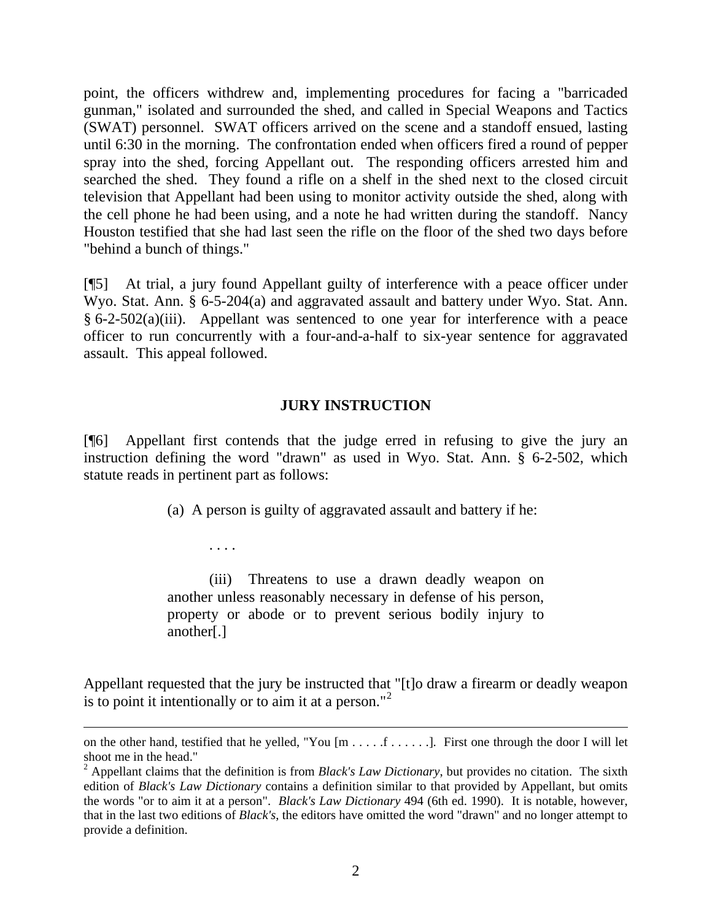point, the officers withdrew and, implementing procedures for facing a "barricaded gunman," isolated and surrounded the shed, and called in Special Weapons and Tactics (SWAT) personnel. SWAT officers arrived on the scene and a standoff ensued, lasting until 6:30 in the morning. The confrontation ended when officers fired a round of pepper spray into the shed, forcing Appellant out. The responding officers arrested him and searched the shed. They found a rifle on a shelf in the shed next to the closed circuit television that Appellant had been using to monitor activity outside the shed, along with the cell phone he had been using, and a note he had written during the standoff. Nancy Houston testified that she had last seen the rifle on the floor of the shed two days before "behind a bunch of things."

[¶5] At trial, a jury found Appellant guilty of interference with a peace officer under Wyo. Stat. Ann. § 6-5-204(a) and aggravated assault and battery under Wyo. Stat. Ann. § 6-2-502(a)(iii). Appellant was sentenced to one year for interference with a peace officer to run concurrently with a four-and-a-half to six-year sentence for aggravated assault. This appeal followed.

## JURY INSTRUCTION

[¶6] Appellant first contends that the judge erred in refusing to give the jury an instruction defining the word "drawn" as used in Wyo. Stat. Ann. § 6-2-502, which statute reads in pertinent part as follows:

> (a) A person is guilty of aggravated assault and battery if he:
>
> . . . .
>
> (iii) Threatens to use a drawn deadly weapon on another unless reasonably necessary in defense of his person, property or abode or to prevent serious bodily injury to another[.]

Appellant requested that the jury be instructed that "[t]o draw a firearm or deadly weapon is to point it intentionally or to aim it at a person."[2]

---

on the other hand, testified that he yelled, "You [m . . . . .f . . . . . .]. First one through the door I will let shoot me in the head."

[2] Appellant claims that the definition is from *Black's Law Dictionary*, but provides no citation. The sixth edition of *Black's Law Dictionary* contains a definition similar to that provided by Appellant, but omits the words "or to aim it at a person". *Black's Law Dictionary* 494 (6th ed. 1990). It is notable, however, that in the last two editions of *Black's*, the editors have omitted the word "drawn" and no longer attempt to provide a definition.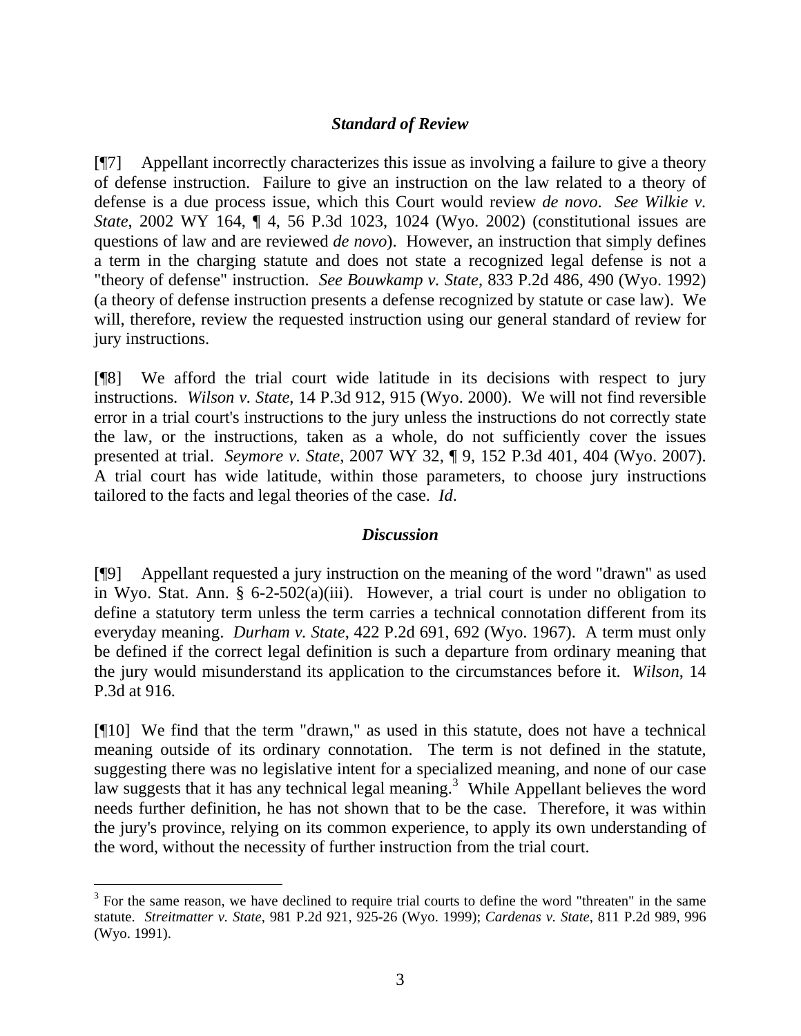### *Standard of Review*

[¶7] Appellant incorrectly characterizes this issue as involving a failure to give a theory of defense instruction. Failure to give an instruction on the law related to a theory of defense is a due process issue, which this Court would review *de novo*. *See Wilkie v. State*, 2002 WY 164, ¶ 4, 56 P.3d 1023, 1024 (Wyo. 2002) (constitutional issues are questions of law and are reviewed *de novo*). However, an instruction that simply defines a term in the charging statute and does not state a recognized legal defense is not a "theory of defense" instruction. *See Bouwkamp v. State*, 833 P.2d 486, 490 (Wyo. 1992) (a theory of defense instruction presents a defense recognized by statute or case law). We will, therefore, review the requested instruction using our general standard of review for jury instructions.

[¶8] We afford the trial court wide latitude in its decisions with respect to jury instructions. *Wilson v. State*, 14 P.3d 912, 915 (Wyo. 2000). We will not find reversible error in a trial court's instructions to the jury unless the instructions do not correctly state the law, or the instructions, taken as a whole, do not sufficiently cover the issues presented at trial. *Seymore v. State*, 2007 WY 32, ¶ 9, 152 P.3d 401, 404 (Wyo. 2007). A trial court has wide latitude, within those parameters, to choose jury instructions tailored to the facts and legal theories of the case. *Id*.

### *Discussion*

[¶9] Appellant requested a jury instruction on the meaning of the word "drawn" as used in Wyo. Stat. Ann. § 6-2-502(a)(iii). However, a trial court is under no obligation to define a statutory term unless the term carries a technical connotation different from its everyday meaning. *Durham v. State*, 422 P.2d 691, 692 (Wyo. 1967). A term must only be defined if the correct legal definition is such a departure from ordinary meaning that the jury would misunderstand its application to the circumstances before it. *Wilson*, 14 P.3d at 916.

[¶10] We find that the term "drawn," as used in this statute, does not have a technical meaning outside of its ordinary connotation. The term is not defined in the statute, suggesting there was no legislative intent for a specialized meaning, and none of our case law suggests that it has any technical legal meaning.[3] While Appellant believes the word needs further definition, he has not shown that to be the case. Therefore, it was within the jury's province, relying on its common experience, to apply its own understanding of the word, without the necessity of further instruction from the trial court.

---

[3] For the same reason, we have declined to require trial courts to define the word "threaten" in the same statute. *Streitmatter v. State*, 981 P.2d 921, 925-26 (Wyo. 1999); *Cardenas v. State*, 811 P.2d 989, 996 (Wyo. 1991).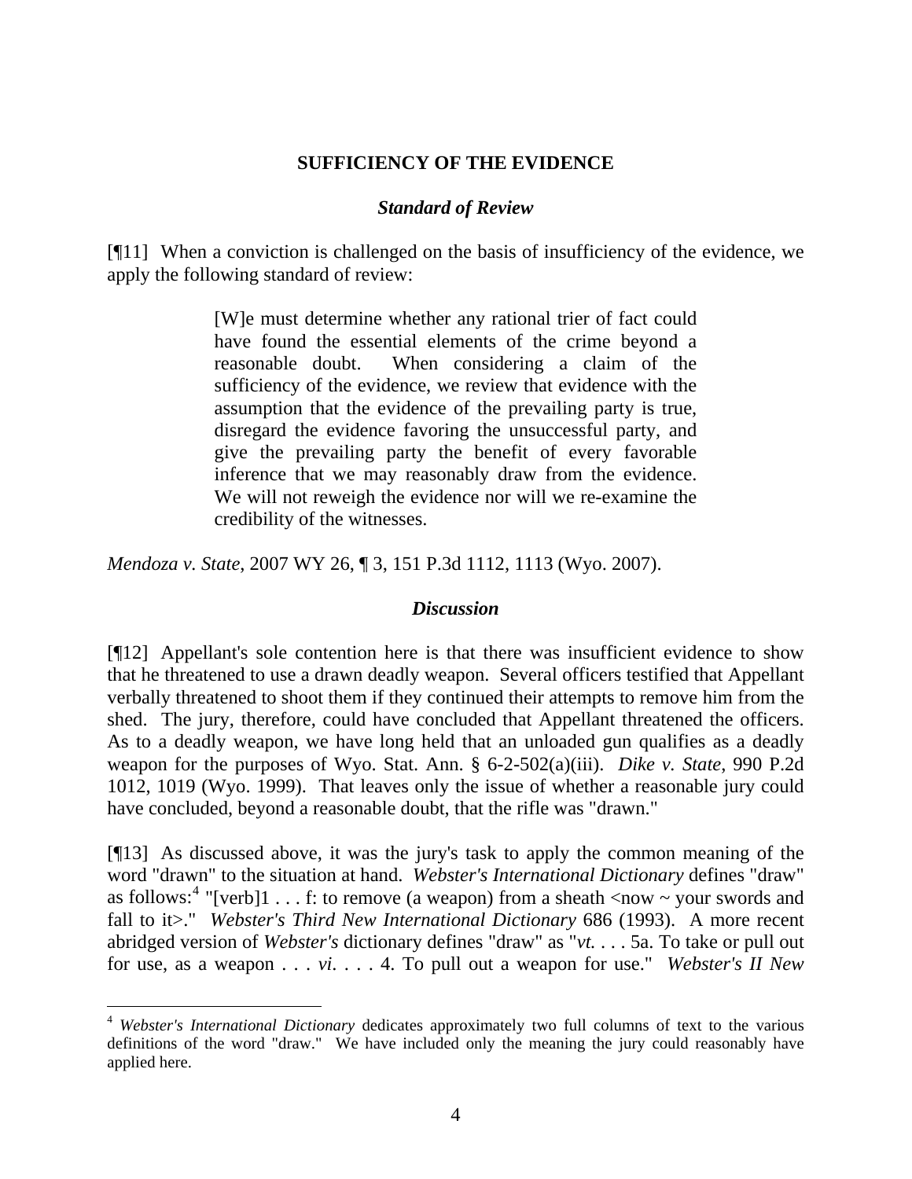### SUFFICIENCY OF THE EVIDENCE

#### *Standard of Review*

[¶11] When a conviction is challenged on the basis of insufficiency of the evidence, we apply the following standard of review:

> [W]e must determine whether any rational trier of fact could have found the essential elements of the crime beyond a reasonable doubt. When considering a claim of the sufficiency of the evidence, we review that evidence with the assumption that the evidence of the prevailing party is true, disregard the evidence favoring the unsuccessful party, and give the prevailing party the benefit of every favorable inference that we may reasonably draw from the evidence. We will not reweigh the evidence nor will we re-examine the credibility of the witnesses.

*Mendoza v. State*, 2007 WY 26, ¶ 3, 151 P.3d 1112, 1113 (Wyo. 2007).

#### *Discussion*

[¶12] Appellant's sole contention here is that there was insufficient evidence to show that he threatened to use a drawn deadly weapon. Several officers testified that Appellant verbally threatened to shoot them if they continued their attempts to remove him from the shed. The jury, therefore, could have concluded that Appellant threatened the officers. As to a deadly weapon, we have long held that an unloaded gun qualifies as a deadly weapon for the purposes of Wyo. Stat. Ann. § 6-2-502(a)(iii). *Dike v. State*, 990 P.2d 1012, 1019 (Wyo. 1999). That leaves only the issue of whether a reasonable jury could have concluded, beyond a reasonable doubt, that the rifle was "drawn."

[¶13] As discussed above, it was the jury's task to apply the common meaning of the word "drawn" to the situation at hand. *Webster's International Dictionary* defines "draw" as follows:[4] "[verb]1 . . . f: to remove (a weapon) from a sheath <now ~ your swords and fall to it>." *Webster's Third New International Dictionary* 686 (1993). A more recent abridged version of *Webster's* dictionary defines "draw" as "*vt*. . . . 5a. To take or pull out for use, as a weapon . . . *vi*. . . . 4. To pull out a weapon for use." *Webster's II New*

[4] *Webster's International Dictionary* dedicates approximately two full columns of text to the various definitions of the word "draw." We have included only the meaning the jury could reasonably have applied here.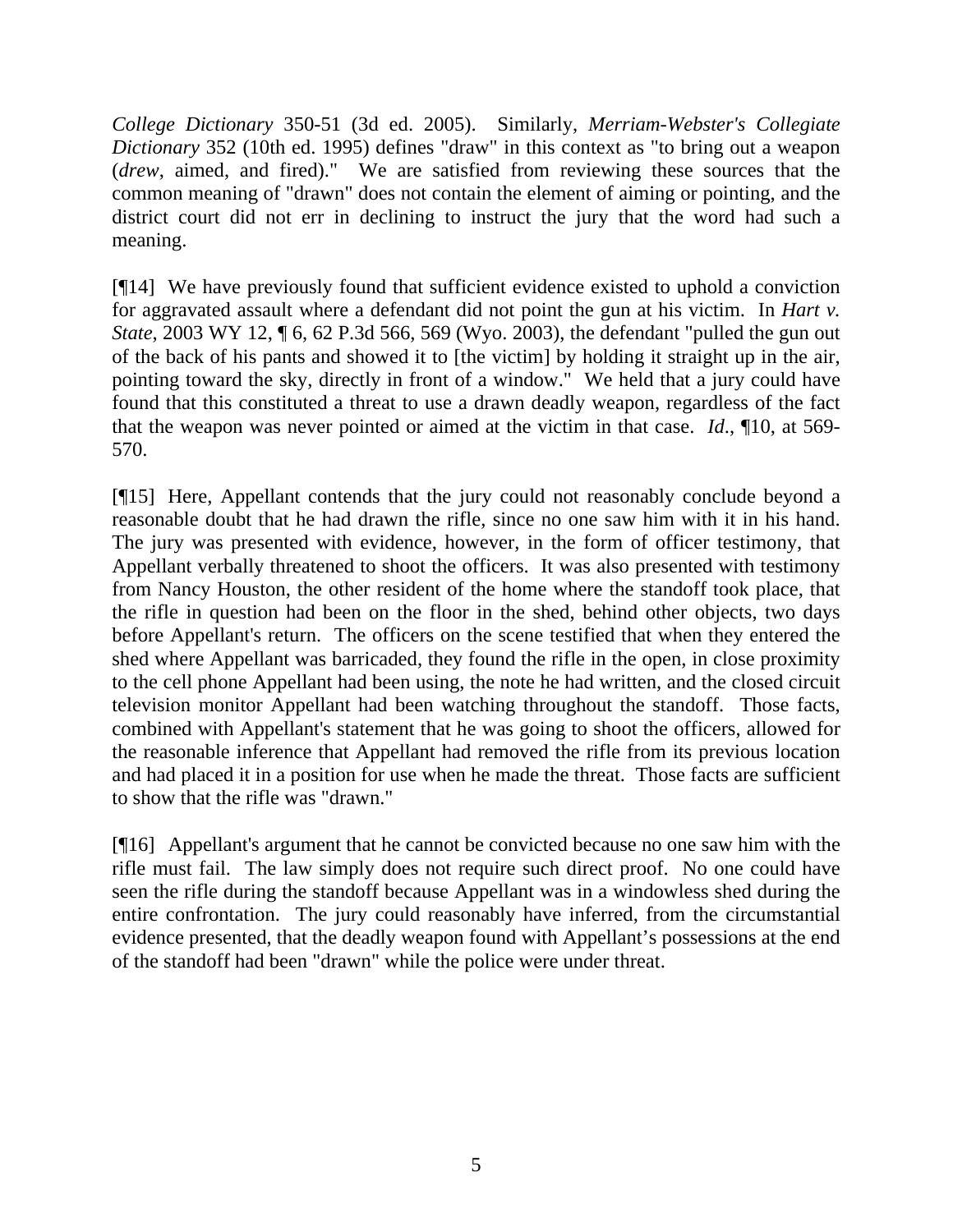*College Dictionary* 350-51 (3d ed. 2005). Similarly, *Merriam-Webster's Collegiate Dictionary* 352 (10th ed. 1995) defines "draw" in this context as "to bring out a weapon (*drew*, aimed, and fired)." We are satisfied from reviewing these sources that the common meaning of "drawn" does not contain the element of aiming or pointing, and the district court did not err in declining to instruct the jury that the word had such a meaning.

[¶14] We have previously found that sufficient evidence existed to uphold a conviction for aggravated assault where a defendant did not point the gun at his victim. In *Hart v. State*, 2003 WY 12, ¶ 6, 62 P.3d 566, 569 (Wyo. 2003), the defendant "pulled the gun out of the back of his pants and showed it to [the victim] by holding it straight up in the air, pointing toward the sky, directly in front of a window." We held that a jury could have found that this constituted a threat to use a drawn deadly weapon, regardless of the fact that the weapon was never pointed or aimed at the victim in that case. *Id*., ¶10, at 569-570.

[¶15] Here, Appellant contends that the jury could not reasonably conclude beyond a reasonable doubt that he had drawn the rifle, since no one saw him with it in his hand. The jury was presented with evidence, however, in the form of officer testimony, that Appellant verbally threatened to shoot the officers. It was also presented with testimony from Nancy Houston, the other resident of the home where the standoff took place, that the rifle in question had been on the floor in the shed, behind other objects, two days before Appellant's return. The officers on the scene testified that when they entered the shed where Appellant was barricaded, they found the rifle in the open, in close proximity to the cell phone Appellant had been using, the note he had written, and the closed circuit television monitor Appellant had been watching throughout the standoff. Those facts, combined with Appellant's statement that he was going to shoot the officers, allowed for the reasonable inference that Appellant had removed the rifle from its previous location and had placed it in a position for use when he made the threat. Those facts are sufficient to show that the rifle was "drawn."

[¶16] Appellant's argument that he cannot be convicted because no one saw him with the rifle must fail. The law simply does not require such direct proof. No one could have seen the rifle during the standoff because Appellant was in a windowless shed during the entire confrontation. The jury could reasonably have inferred, from the circumstantial evidence presented, that the deadly weapon found with Appellant's possessions at the end of the standoff had been "drawn" while the police were under threat.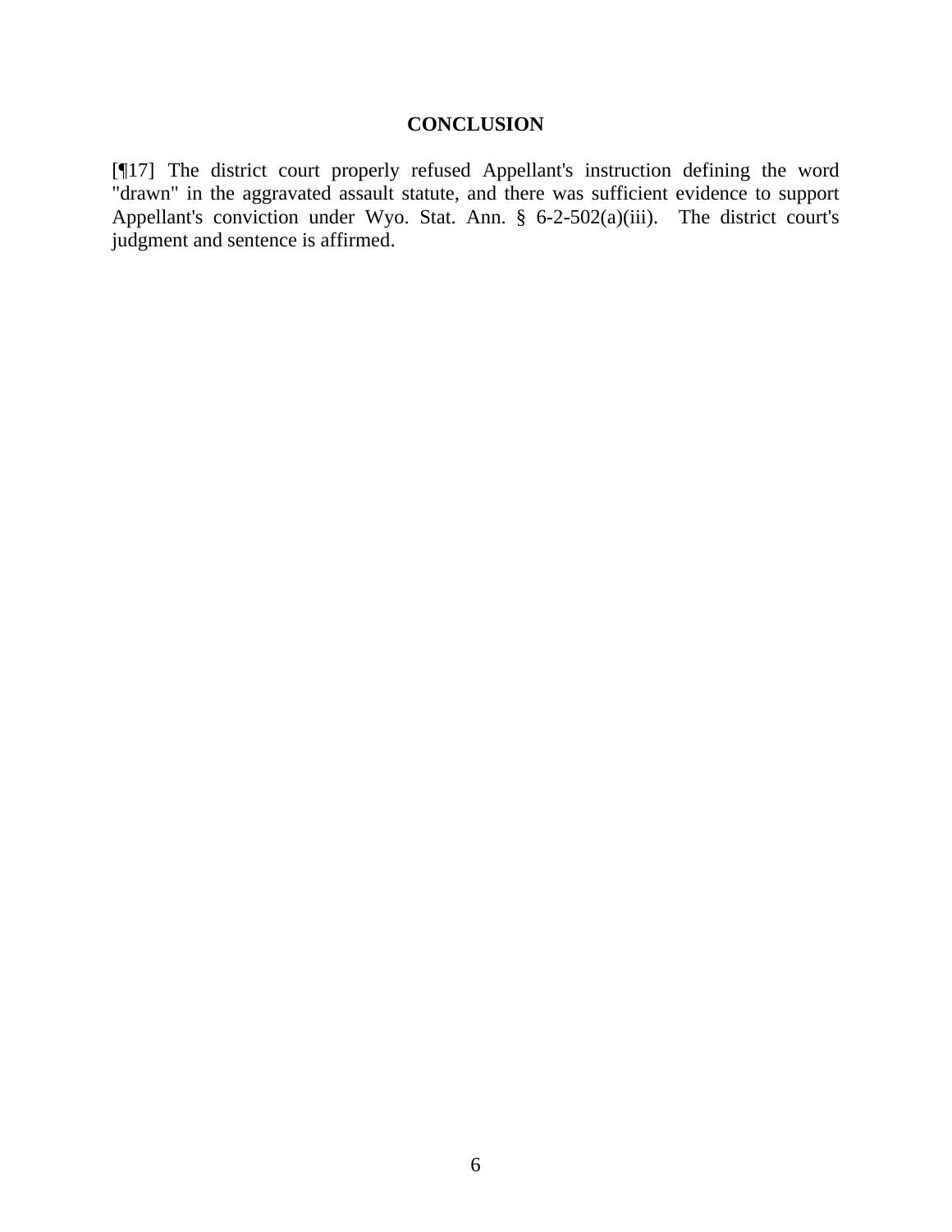## CONCLUSION

[¶17] The district court properly refused Appellant's instruction defining the word "drawn" in the aggravated assault statute, and there was sufficient evidence to support Appellant's conviction under Wyo. Stat. Ann. § 6-2-502(a)(iii). The district court's judgment and sentence is affirmed.